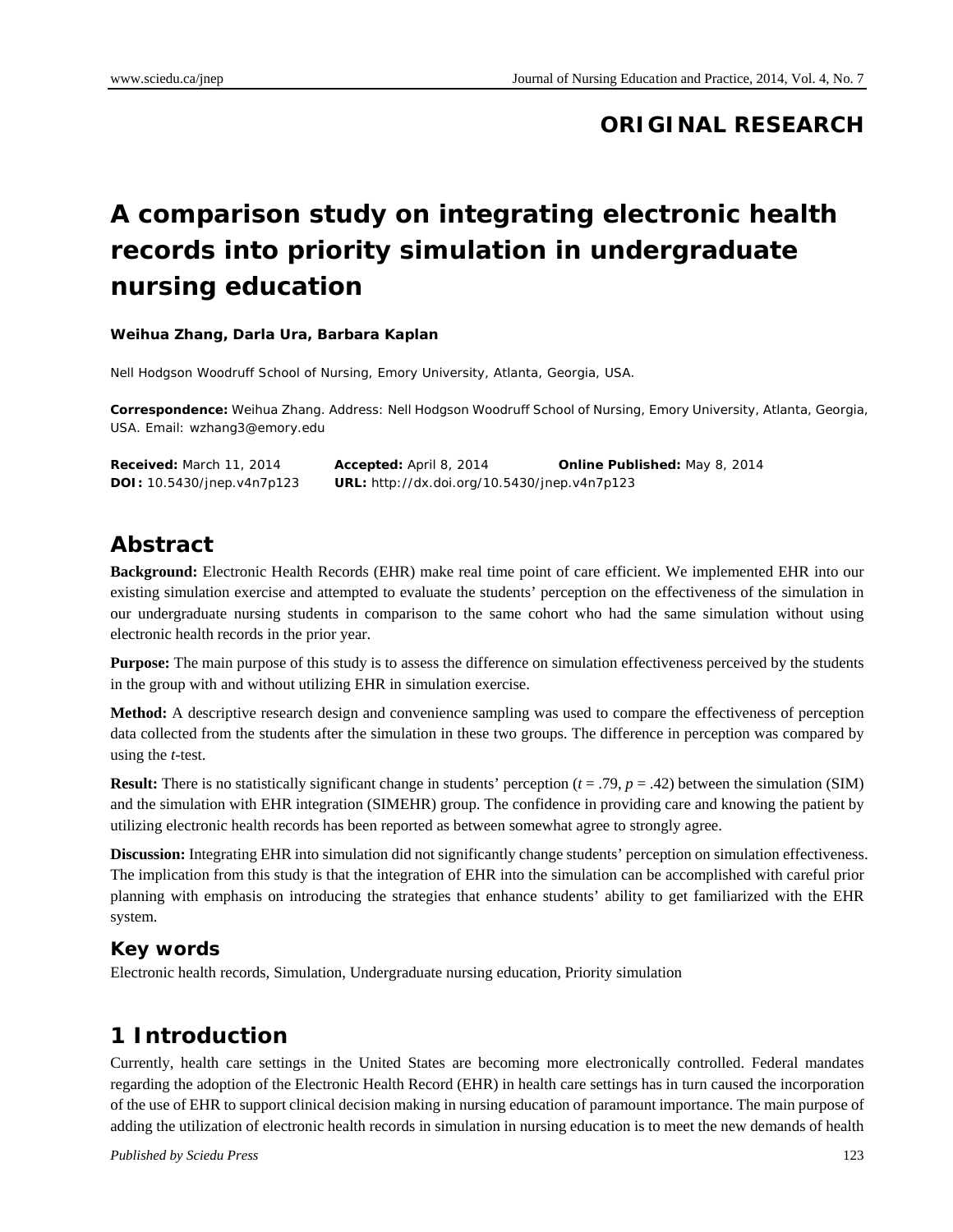**ORIGINAL RESEARCH**

# A comparison study on integrating electronic health records into priority simulation in undergraduate nursing education

**Weihua Zhang, Darla Ura, Barbara Kaplan**

Nell Hodgson Woodruff School of Nursing, Emory University, Atlanta, Georgia, USA.

**Correspondence:** Weihua Zhang. Address: Nell Hodgson Woodruff School of Nursing, Emory University, Atlanta, Georgia, USA. Email: wzhang3@emory.edu

**Received:** March 11, 2014 **Accepted:** April 8, 2014 **Online Published:** May 8, 2014
**DOI:** 10.5430/jnep.v4n7p123 **URL:** http://dx.doi.org/10.5430/jnep.v4n7p123

## Abstract

**Background:** Electronic Health Records (EHR) make real time point of care efficient. We implemented EHR into our existing simulation exercise and attempted to evaluate the students' perception on the effectiveness of the simulation in our undergraduate nursing students in comparison to the same cohort who had the same simulation without using electronic health records in the prior year.

**Purpose:** The main purpose of this study is to assess the difference on simulation effectiveness perceived by the students in the group with and without utilizing EHR in simulation exercise.

**Method:** A descriptive research design and convenience sampling was used to compare the effectiveness of perception data collected from the students after the simulation in these two groups. The difference in perception was compared by using the *t*-test.

**Result:** There is no statistically significant change in students' perception ($t = .79$, $p = .42$) between the simulation (SIM) and the simulation with EHR integration (SIMEHR) group. The confidence in providing care and knowing the patient by utilizing electronic health records has been reported as between somewhat agree to strongly agree.

**Discussion:** Integrating EHR into simulation did not significantly change students' perception on simulation effectiveness. The implication from this study is that the integration of EHR into the simulation can be accomplished with careful prior planning with emphasis on introducing the strategies that enhance students' ability to get familiarized with the EHR system.

### Key words

Electronic health records, Simulation, Undergraduate nursing education, Priority simulation

## 1 Introduction

Currently, health care settings in the United States are becoming more electronically controlled. Federal mandates regarding the adoption of the Electronic Health Record (EHR) in health care settings has in turn caused the incorporation of the use of EHR to support clinical decision making in nursing education of paramount importance. The main purpose of adding the utilization of electronic health records in simulation in nursing education is to meet the new demands of health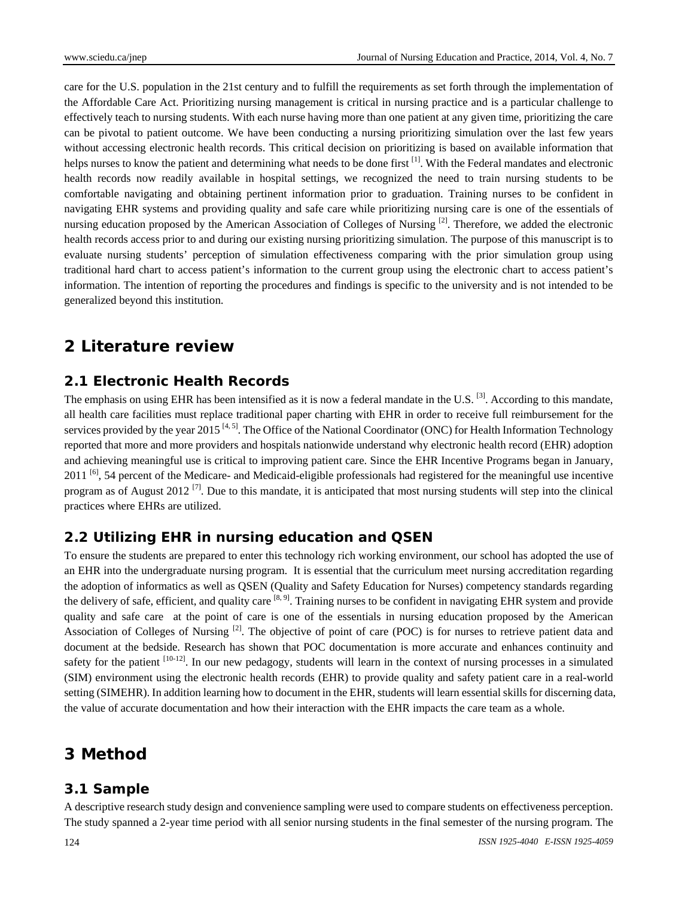care for the U.S. population in the 21st century and to fulfill the requirements as set forth through the implementation of the Affordable Care Act. Prioritizing nursing management is critical in nursing practice and is a particular challenge to effectively teach to nursing students. With each nurse having more than one patient at any given time, prioritizing the care can be pivotal to patient outcome. We have been conducting a nursing prioritizing simulation over the last few years without accessing electronic health records. This critical decision on prioritizing is based on available information that helps nurses to know the patient and determining what needs to be done first [1]. With the Federal mandates and electronic health records now readily available in hospital settings, we recognized the need to train nursing students to be comfortable navigating and obtaining pertinent information prior to graduation. Training nurses to be confident in navigating EHR systems and providing quality and safe care while prioritizing nursing care is one of the essentials of nursing education proposed by the American Association of Colleges of Nursing [2]. Therefore, we added the electronic health records access prior to and during our existing nursing prioritizing simulation. The purpose of this manuscript is to evaluate nursing students' perception of simulation effectiveness comparing with the prior simulation group using traditional hard chart to access patient's information to the current group using the electronic chart to access patient's information. The intention of reporting the procedures and findings is specific to the university and is not intended to be generalized beyond this institution.

# 2 Literature review

## 2.1 Electronic Health Records

The emphasis on using EHR has been intensified as it is now a federal mandate in the U.S. [3]. According to this mandate, all health care facilities must replace traditional paper charting with EHR in order to receive full reimbursement for the services provided by the year 2015 [4, 5]. The Office of the National Coordinator (ONC) for Health Information Technology reported that more and more providers and hospitals nationwide understand why electronic health record (EHR) adoption and achieving meaningful use is critical to improving patient care. Since the EHR Incentive Programs began in January, 2011 [6], 54 percent of the Medicare- and Medicaid-eligible professionals had registered for the meaningful use incentive program as of August 2012 [7]. Due to this mandate, it is anticipated that most nursing students will step into the clinical practices where EHRs are utilized.

## 2.2 Utilizing EHR in nursing education and QSEN

To ensure the students are prepared to enter this technology rich working environment, our school has adopted the use of an EHR into the undergraduate nursing program. It is essential that the curriculum meet nursing accreditation regarding the adoption of informatics as well as QSEN (Quality and Safety Education for Nurses) competency standards regarding the delivery of safe, efficient, and quality care [8, 9]. Training nurses to be confident in navigating EHR system and provide quality and safe care at the point of care is one of the essentials in nursing education proposed by the American Association of Colleges of Nursing [2]. The objective of point of care (POC) is for nurses to retrieve patient data and document at the bedside. Research has shown that POC documentation is more accurate and enhances continuity and safety for the patient [10-12]. In our new pedagogy, students will learn in the context of nursing processes in a simulated (SIM) environment using the electronic health records (EHR) to provide quality and safety patient care in a real-world setting (SIMEHR). In addition learning how to document in the EHR, students will learn essential skills for discerning data, the value of accurate documentation and how their interaction with the EHR impacts the care team as a whole.

# 3 Method

## 3.1 Sample

A descriptive research study design and convenience sampling were used to compare students on effectiveness perception. The study spanned a 2-year time period with all senior nursing students in the final semester of the nursing program. The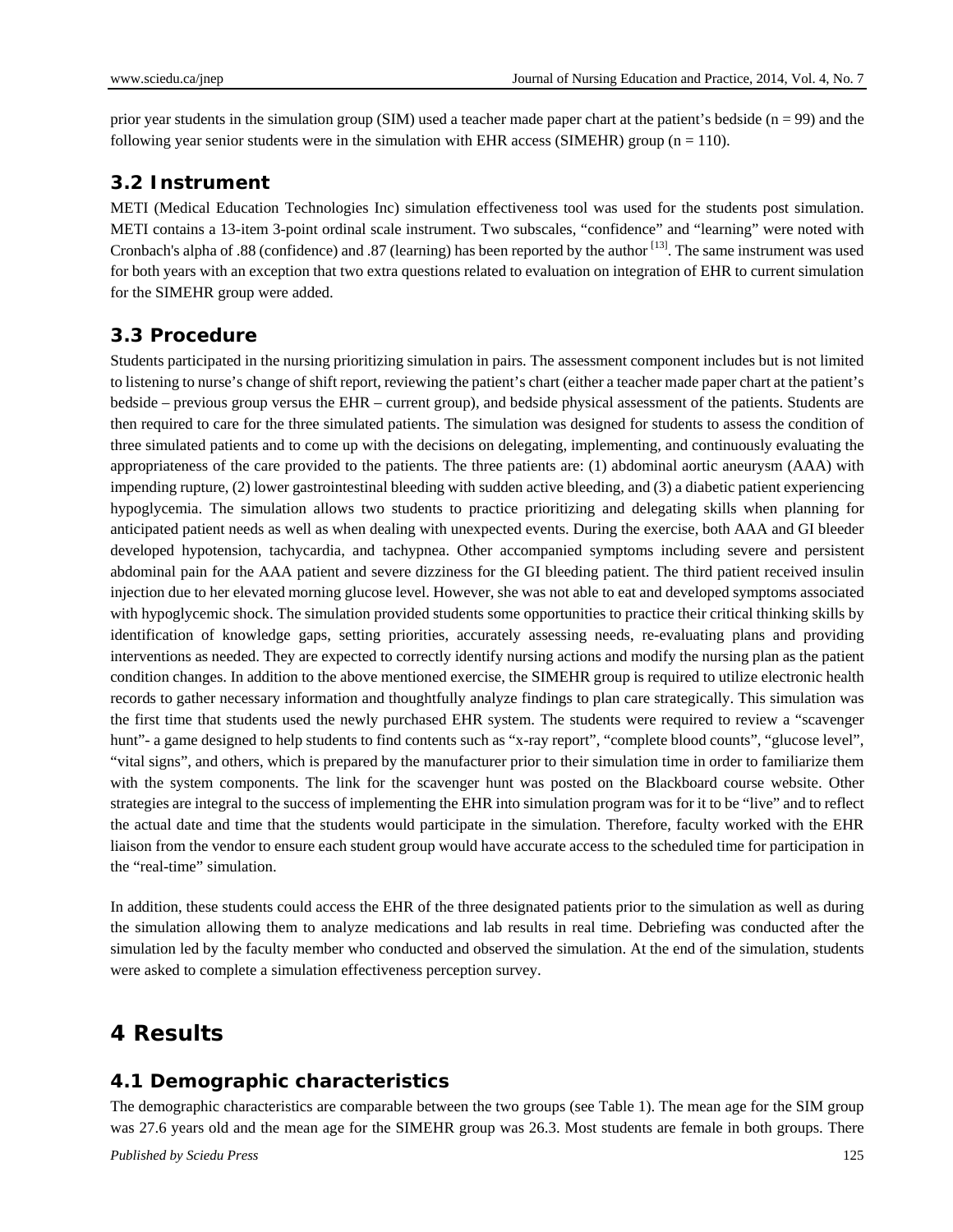prior year students in the simulation group (SIM) used a teacher made paper chart at the patient's bedside (n = 99) and the following year senior students were in the simulation with EHR access (SIMEHR) group (n = 110).

### 3.2 Instrument

METI (Medical Education Technologies Inc) simulation effectiveness tool was used for the students post simulation. METI contains a 13-item 3-point ordinal scale instrument. Two subscales, "confidence" and "learning" were noted with Cronbach's alpha of .88 (confidence) and .87 (learning) has been reported by the author [13]. The same instrument was used for both years with an exception that two extra questions related to evaluation on integration of EHR to current simulation for the SIMEHR group were added.

### 3.3 Procedure

Students participated in the nursing prioritizing simulation in pairs. The assessment component includes but is not limited to listening to nurse's change of shift report, reviewing the patient's chart (either a teacher made paper chart at the patient's bedside – previous group versus the EHR – current group), and bedside physical assessment of the patients. Students are then required to care for the three simulated patients. The simulation was designed for students to assess the condition of three simulated patients and to come up with the decisions on delegating, implementing, and continuously evaluating the appropriateness of the care provided to the patients. The three patients are: (1) abdominal aortic aneurysm (AAA) with impending rupture, (2) lower gastrointestinal bleeding with sudden active bleeding, and (3) a diabetic patient experiencing hypoglycemia. The simulation allows two students to practice prioritizing and delegating skills when planning for anticipated patient needs as well as when dealing with unexpected events. During the exercise, both AAA and GI bleeder developed hypotension, tachycardia, and tachypnea. Other accompanied symptoms including severe and persistent abdominal pain for the AAA patient and severe dizziness for the GI bleeding patient. The third patient received insulin injection due to her elevated morning glucose level. However, she was not able to eat and developed symptoms associated with hypoglycemic shock. The simulation provided students some opportunities to practice their critical thinking skills by identification of knowledge gaps, setting priorities, accurately assessing needs, re-evaluating plans and providing interventions as needed. They are expected to correctly identify nursing actions and modify the nursing plan as the patient condition changes. In addition to the above mentioned exercise, the SIMEHR group is required to utilize electronic health records to gather necessary information and thoughtfully analyze findings to plan care strategically. This simulation was the first time that students used the newly purchased EHR system. The students were required to review a "scavenger hunt"- a game designed to help students to find contents such as "x-ray report", "complete blood counts", "glucose level", "vital signs", and others, which is prepared by the manufacturer prior to their simulation time in order to familiarize them with the system components. The link for the scavenger hunt was posted on the Blackboard course website. Other strategies are integral to the success of implementing the EHR into simulation program was for it to be "live" and to reflect the actual date and time that the students would participate in the simulation. Therefore, faculty worked with the EHR liaison from the vendor to ensure each student group would have accurate access to the scheduled time for participation in the "real-time" simulation.

In addition, these students could access the EHR of the three designated patients prior to the simulation as well as during the simulation allowing them to analyze medications and lab results in real time. Debriefing was conducted after the simulation led by the faculty member who conducted and observed the simulation. At the end of the simulation, students were asked to complete a simulation effectiveness perception survey.

## 4 Results

### 4.1 Demographic characteristics

The demographic characteristics are comparable between the two groups (see Table 1). The mean age for the SIM group was 27.6 years old and the mean age for the SIMEHR group was 26.3. Most students are female in both groups. There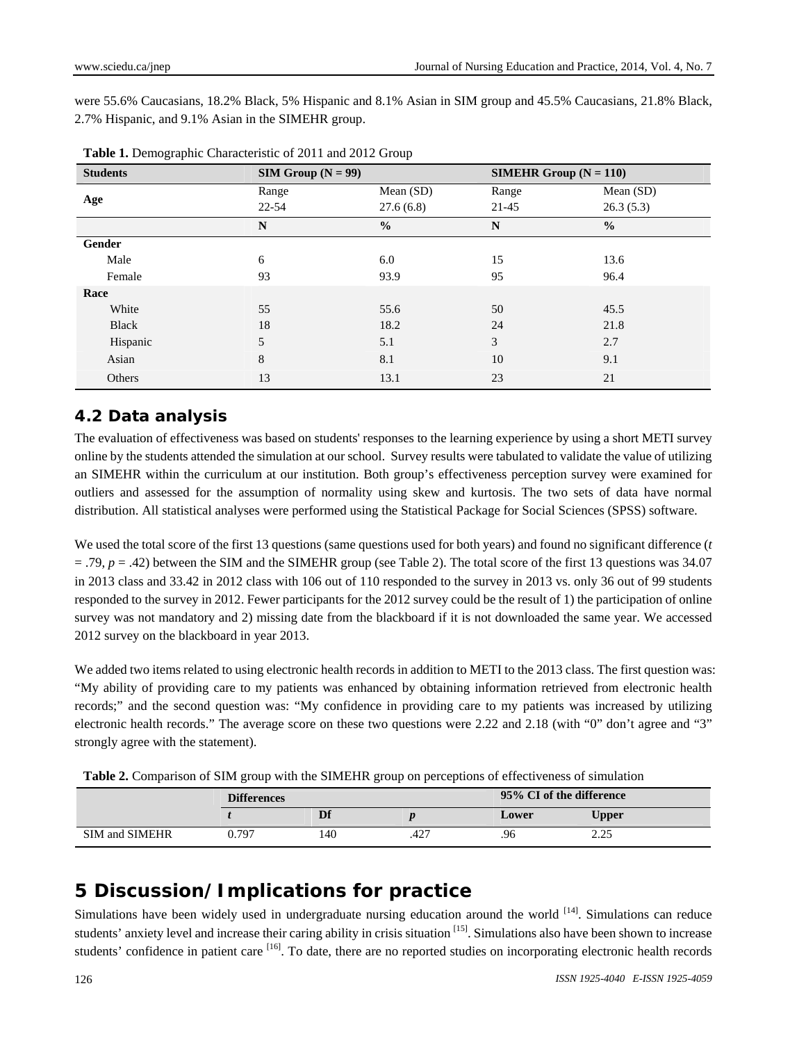were 55.6% Caucasians, 18.2% Black, 5% Hispanic and 8.1% Asian in SIM group and 45.5% Caucasians, 21.8% Black, 2.7% Hispanic, and 9.1% Asian in the SIMEHR group.

**Table 1.** Demographic Characteristic of 2011 and 2012 Group

| Students | SIM Group (N = 99) | | SIMEHR Group (N = 110) | |
|---|---|---|---|---|
| Age | Range<br>22-54 | Mean (SD)<br>27.6 (6.8) | Range<br>21-45 | Mean (SD)<br>26.3 (5.3) |
| | **N** | **%** | **N** | **%** |
| **Gender** | | | | |
| Male | 6 | 6.0 | 15 | 13.6 |
| Female | 93 | 93.9 | 95 | 96.4 |
| **Race** | | | | |
| White | 55 | 55.6 | 50 | 45.5 |
| Black | 18 | 18.2 | 24 | 21.8 |
| Hispanic | 5 | 5.1 | 3 | 2.7 |
| Asian | 8 | 8.1 | 10 | 9.1 |
| Others | 13 | 13.1 | 23 | 21 |

## 4.2 Data analysis

The evaluation of effectiveness was based on students' responses to the learning experience by using a short METI survey online by the students attended the simulation at our school. Survey results were tabulated to validate the value of utilizing an SIMEHR within the curriculum at our institution. Both group's effectiveness perception survey were examined for outliers and assessed for the assumption of normality using skew and kurtosis. The two sets of data have normal distribution. All statistical analyses were performed using the Statistical Package for Social Sciences (SPSS) software.

We used the total score of the first 13 questions (same questions used for both years) and found no significant difference ($t = .79$, $p = .42$) between the SIM and the SIMEHR group (see Table 2). The total score of the first 13 questions was 34.07 in 2013 class and 33.42 in 2012 class with 106 out of 110 responded to the survey in 2013 vs. only 36 out of 99 students responded to the survey in 2012. Fewer participants for the 2012 survey could be the result of 1) the participation of online survey was not mandatory and 2) missing date from the blackboard if it is not downloaded the same year. We accessed 2012 survey on the blackboard in year 2013.

We added two items related to using electronic health records in addition to METI to the 2013 class. The first question was: "My ability of providing care to my patients was enhanced by obtaining information retrieved from electronic health records;" and the second question was: "My confidence in providing care to my patients was increased by utilizing electronic health records." The average score on these two questions were 2.22 and 2.18 (with "0" don't agree and "3" strongly agree with the statement).

**Table 2.** Comparison of SIM group with the SIMEHR group on perceptions of effectiveness of simulation

| | Differences | | | 95% CI of the difference | |
|---|---|---|---|---|---|
| | *t* | Df | *p* | Lower | Upper |
| SIM and SIMEHR | 0.797 | 140 | .427 | .96 | 2.25 |

# 5 Discussion/Implications for practice

Simulations have been widely used in undergraduate nursing education around the world [14]. Simulations can reduce students' anxiety level and increase their caring ability in crisis situation [15]. Simulations also have been shown to increase students' confidence in patient care [16]. To date, there are no reported studies on incorporating electronic health records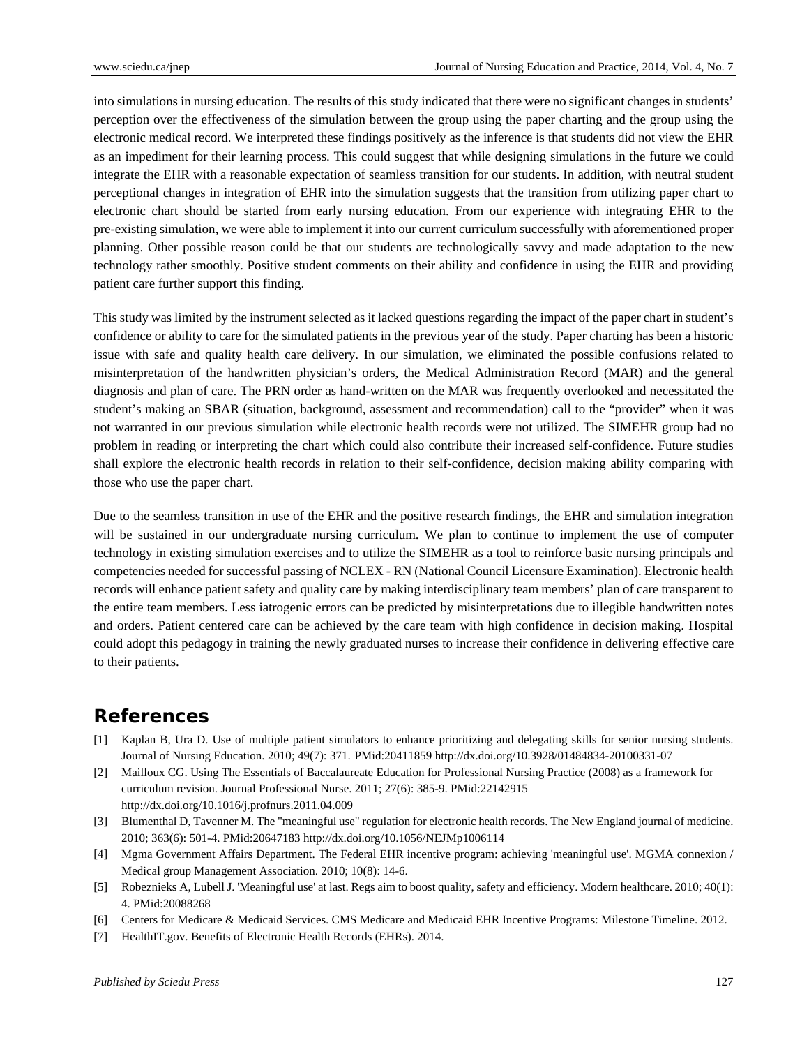into simulations in nursing education. The results of this study indicated that there were no significant changes in students' perception over the effectiveness of the simulation between the group using the paper charting and the group using the electronic medical record. We interpreted these findings positively as the inference is that students did not view the EHR as an impediment for their learning process. This could suggest that while designing simulations in the future we could integrate the EHR with a reasonable expectation of seamless transition for our students. In addition, with neutral student perceptional changes in integration of EHR into the simulation suggests that the transition from utilizing paper chart to electronic chart should be started from early nursing education. From our experience with integrating EHR to the pre-existing simulation, we were able to implement it into our current curriculum successfully with aforementioned proper planning. Other possible reason could be that our students are technologically savvy and made adaptation to the new technology rather smoothly. Positive student comments on their ability and confidence in using the EHR and providing patient care further support this finding.

This study was limited by the instrument selected as it lacked questions regarding the impact of the paper chart in student's confidence or ability to care for the simulated patients in the previous year of the study. Paper charting has been a historic issue with safe and quality health care delivery. In our simulation, we eliminated the possible confusions related to misinterpretation of the handwritten physician's orders, the Medical Administration Record (MAR) and the general diagnosis and plan of care. The PRN order as hand-written on the MAR was frequently overlooked and necessitated the student's making an SBAR (situation, background, assessment and recommendation) call to the "provider" when it was not warranted in our previous simulation while electronic health records were not utilized. The SIMEHR group had no problem in reading or interpreting the chart which could also contribute their increased self-confidence. Future studies shall explore the electronic health records in relation to their self-confidence, decision making ability comparing with those who use the paper chart.

Due to the seamless transition in use of the EHR and the positive research findings, the EHR and simulation integration will be sustained in our undergraduate nursing curriculum. We plan to continue to implement the use of computer technology in existing simulation exercises and to utilize the SIMEHR as a tool to reinforce basic nursing principals and competencies needed for successful passing of NCLEX - RN (National Council Licensure Examination). Electronic health records will enhance patient safety and quality care by making interdisciplinary team members' plan of care transparent to the entire team members. Less iatrogenic errors can be predicted by misinterpretations due to illegible handwritten notes and orders. Patient centered care can be achieved by the care team with high confidence in decision making. Hospital could adopt this pedagogy in training the newly graduated nurses to increase their confidence in delivering effective care to their patients.

## References

[1] Kaplan B, Ura D. Use of multiple patient simulators to enhance prioritizing and delegating skills for senior nursing students. Journal of Nursing Education. 2010; 49(7): 371. PMid:20411859 http://dx.doi.org/10.3928/01484834-20100331-07

[2] Mailloux CG. Using The Essentials of Baccalaureate Education for Professional Nursing Practice (2008) as a framework for curriculum revision. Journal Professional Nurse. 2011; 27(6): 385-9. PMid:22142915 http://dx.doi.org/10.1016/j.profnurs.2011.04.009

[3] Blumenthal D, Tavenner M. The "meaningful use" regulation for electronic health records. The New England journal of medicine. 2010; 363(6): 501-4. PMid:20647183 http://dx.doi.org/10.1056/NEJMp1006114

[4] Mgma Government Affairs Department. The Federal EHR incentive program: achieving 'meaningful use'. MGMA connexion / Medical group Management Association. 2010; 10(8): 14-6.

[5] Robeznieks A, Lubell J. 'Meaningful use' at last. Regs aim to boost quality, safety and efficiency. Modern healthcare. 2010; 40(1): 4. PMid:20088268

[6] Centers for Medicare & Medicaid Services. CMS Medicare and Medicaid EHR Incentive Programs: Milestone Timeline. 2012.

[7] HealthIT.gov. Benefits of Electronic Health Records (EHRs). 2014.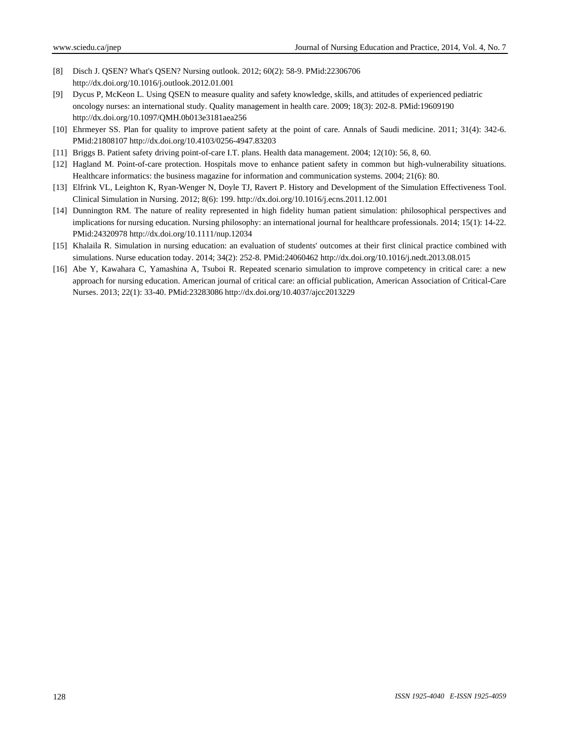[8] Disch J. QSEN? What's QSEN? Nursing outlook. 2012; 60(2): 58-9. PMid:22306706 http://dx.doi.org/10.1016/j.outlook.2012.01.001

[9] Dycus P, McKeon L. Using QSEN to measure quality and safety knowledge, skills, and attitudes of experienced pediatric oncology nurses: an international study. Quality management in health care. 2009; 18(3): 202-8. PMid:19609190 http://dx.doi.org/10.1097/QMH.0b013e3181aea256

[10] Ehrmeyer SS. Plan for quality to improve patient safety at the point of care. Annals of Saudi medicine. 2011; 31(4): 342-6. PMid:21808107 http://dx.doi.org/10.4103/0256-4947.83203

[11] Briggs B. Patient safety driving point-of-care I.T. plans. Health data management. 2004; 12(10): 56, 8, 60.

[12] Hagland M. Point-of-care protection. Hospitals move to enhance patient safety in common but high-vulnerability situations. Healthcare informatics: the business magazine for information and communication systems. 2004; 21(6): 80.

[13] Elfrink VL, Leighton K, Ryan-Wenger N, Doyle TJ, Ravert P. History and Development of the Simulation Effectiveness Tool. Clinical Simulation in Nursing. 2012; 8(6): 199. http://dx.doi.org/10.1016/j.ecns.2011.12.001

[14] Dunnington RM. The nature of reality represented in high fidelity human patient simulation: philosophical perspectives and implications for nursing education. Nursing philosophy: an international journal for healthcare professionals. 2014; 15(1): 14-22. PMid:24320978 http://dx.doi.org/10.1111/nup.12034

[15] Khalaila R. Simulation in nursing education: an evaluation of students' outcomes at their first clinical practice combined with simulations. Nurse education today. 2014; 34(2): 252-8. PMid:24060462 http://dx.doi.org/10.1016/j.nedt.2013.08.015

[16] Abe Y, Kawahara C, Yamashina A, Tsuboi R. Repeated scenario simulation to improve competency in critical care: a new approach for nursing education. American journal of critical care: an official publication, American Association of Critical-Care Nurses. 2013; 22(1): 33-40. PMid:23283086 http://dx.doi.org/10.4037/ajcc2013229